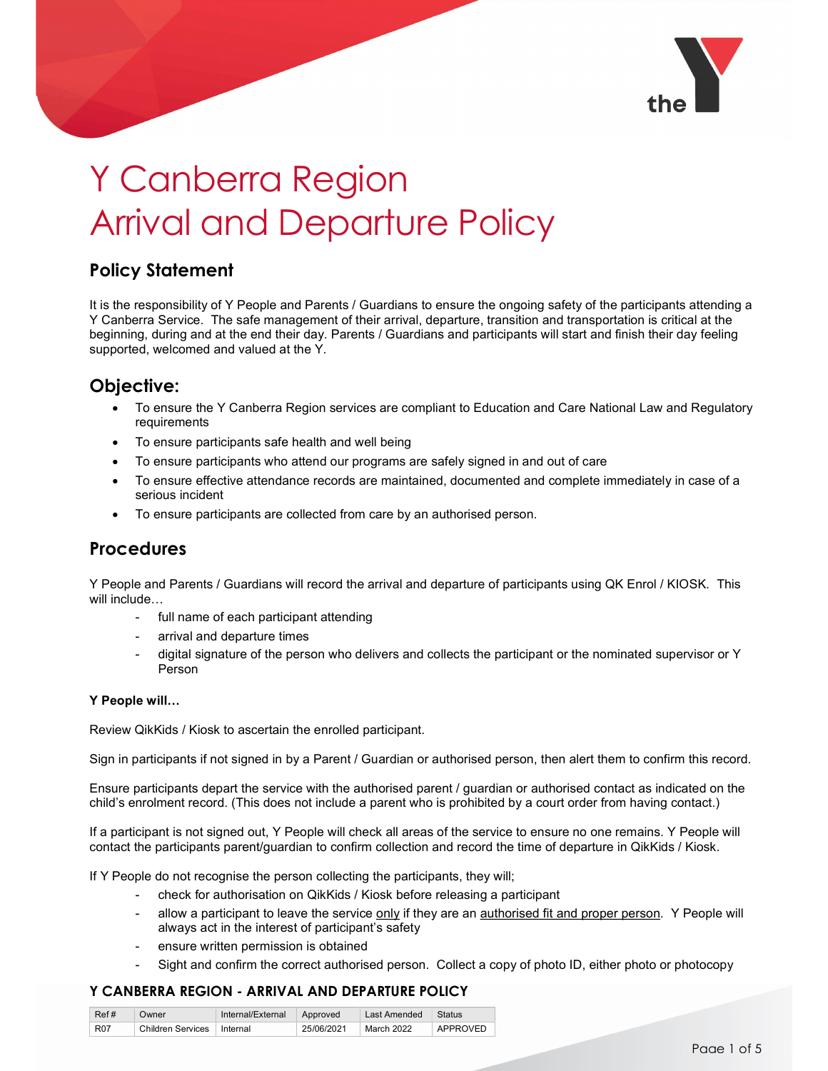# Y Canberra Region
# Arrival and Departure Policy

## Policy Statement

It is the responsibility of Y People and Parents / Guardians to ensure the ongoing safety of the participants attending a Y Canberra Service. The safe management of their arrival, departure, transition and transportation is critical at the beginning, during and at the end their day. Parents / Guardians and participants will start and finish their day feeling supported, welcomed and valued at the Y.

## Objective:

- To ensure the Y Canberra Region services are compliant to Education and Care National Law and Regulatory requirements
- To ensure participants safe health and well being
- To ensure participants who attend our programs are safely signed in and out of care
- To ensure effective attendance records are maintained, documented and complete immediately in case of a serious incident
- To ensure participants are collected from care by an authorised person.

## Procedures

Y People and Parents / Guardians will record the arrival and departure of participants using QK Enrol / KIOSK. This will include…

- full name of each participant attending
- arrival and departure times
- digital signature of the person who delivers and collects the participant or the nominated supervisor or Y Person

**Y People will…**

Review QikKids / Kiosk to ascertain the enrolled participant.

Sign in participants if not signed in by a Parent / Guardian or authorised person, then alert them to confirm this record.

Ensure participants depart the service with the authorised parent / guardian or authorised contact as indicated on the child's enrolment record. (This does not include a parent who is prohibited by a court order from having contact.)

If a participant is not signed out, Y People will check all areas of the service to ensure no one remains. Y People will contact the participants parent/guardian to confirm collection and record the time of departure in QikKids / Kiosk.

If Y People do not recognise the person collecting the participants, they will;

- check for authorisation on QikKids / Kiosk before releasing a participant
- allow a participant to leave the service only if they are an authorised fit and proper person. Y People will always act in the interest of participant's safety
- ensure written permission is obtained
- Sight and confirm the correct authorised person. Collect a copy of photo ID, either photo or photocopy

**Y CANBERRA REGION - ARRIVAL AND DEPARTURE POLICY**

| Ref # | Owner | Internal/External | Approved | Last Amended | Status |
|---|---|---|---|---|---|
| R07 | Children Services | Internal | 25/06/2021 | March 2022 | APPROVED |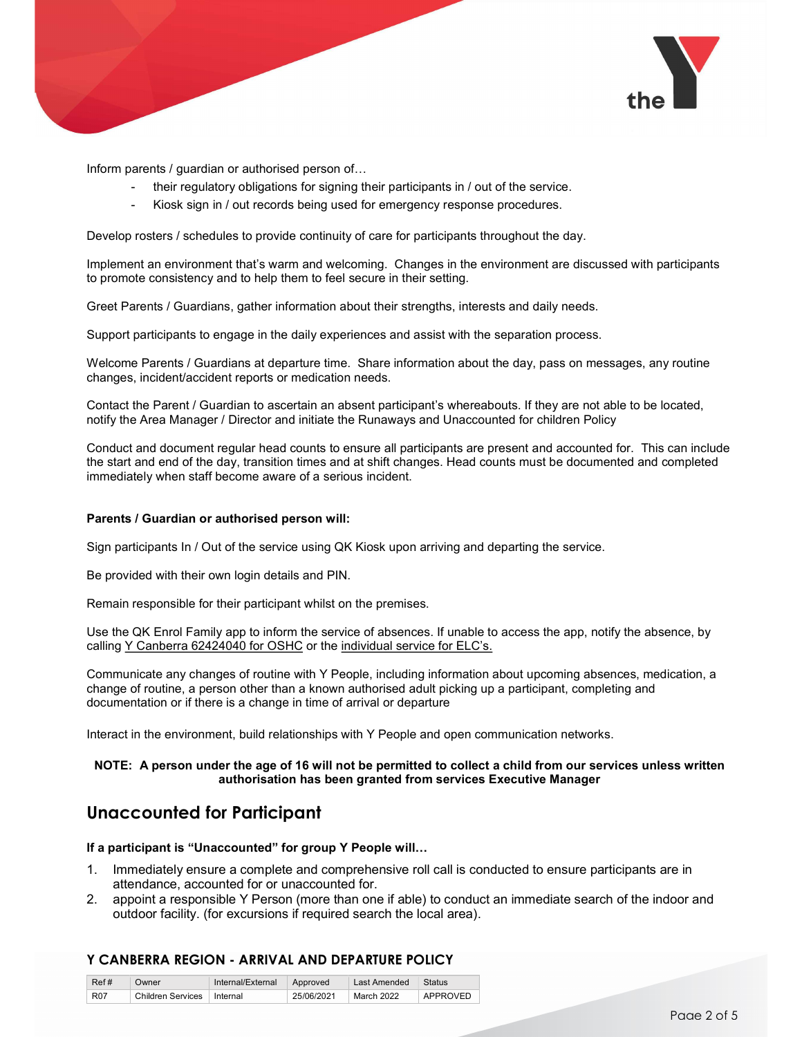Inform parents / guardian or authorised person of…

- their regulatory obligations for signing their participants in / out of the service.
- Kiosk sign in / out records being used for emergency response procedures.

Develop rosters / schedules to provide continuity of care for participants throughout the day.

Implement an environment that's warm and welcoming. Changes in the environment are discussed with participants to promote consistency and to help them to feel secure in their setting.

Greet Parents / Guardians, gather information about their strengths, interests and daily needs.

Support participants to engage in the daily experiences and assist with the separation process.

Welcome Parents / Guardians at departure time. Share information about the day, pass on messages, any routine changes, incident/accident reports or medication needs.

Contact the Parent / Guardian to ascertain an absent participant's whereabouts. If they are not able to be located, notify the Area Manager / Director and initiate the Runaways and Unaccounted for children Policy

Conduct and document regular head counts to ensure all participants are present and accounted for. This can include the start and end of the day, transition times and at shift changes. Head counts must be documented and completed immediately when staff become aware of a serious incident.

**Parents / Guardian or authorised person will:**

Sign participants In / Out of the service using QK Kiosk upon arriving and departing the service.

Be provided with their own login details and PIN.

Remain responsible for their participant whilst on the premises.

Use the QK Enrol Family app to inform the service of absences. If unable to access the app, notify the absence, by calling Y Canberra 62424040 for OSHC or the individual service for ELC's.

Communicate any changes of routine with Y People, including information about upcoming absences, medication, a change of routine, a person other than a known authorised adult picking up a participant, completing and documentation or if there is a change in time of arrival or departure

Interact in the environment, build relationships with Y People and open communication networks.

**NOTE: A person under the age of 16 will not be permitted to collect a child from our services unless written authorisation has been granted from services Executive Manager**

## Unaccounted for Participant

**If a participant is "Unaccounted" for group Y People will…**

1. Immediately ensure a complete and comprehensive roll call is conducted to ensure participants are in attendance, accounted for or unaccounted for.
2. appoint a responsible Y Person (more than one if able) to conduct an immediate search of the indoor and outdoor facility. (for excursions if required search the local area).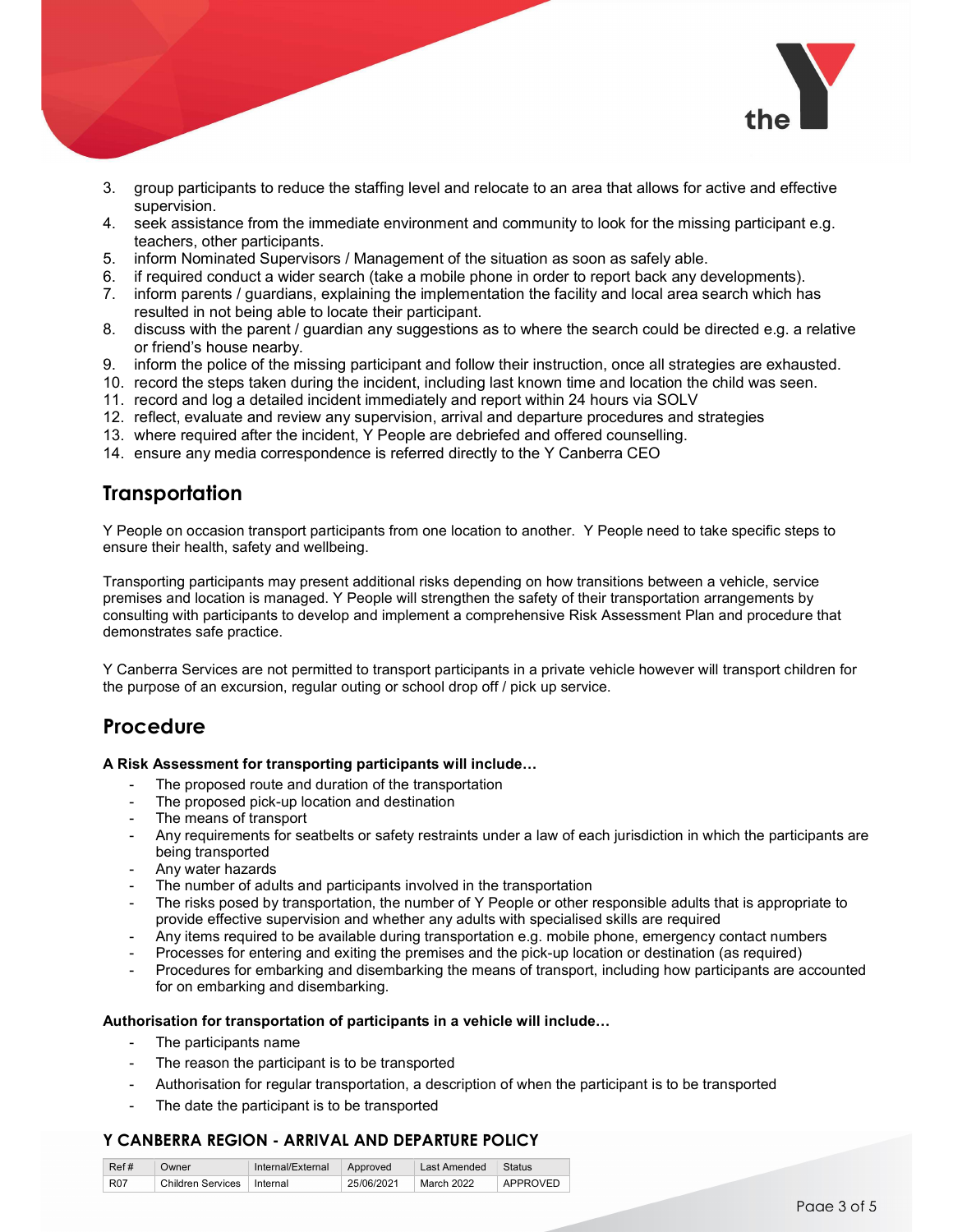3. group participants to reduce the staffing level and relocate to an area that allows for active and effective supervision.
4. seek assistance from the immediate environment and community to look for the missing participant e.g. teachers, other participants.
5. inform Nominated Supervisors / Management of the situation as soon as safely able.
6. if required conduct a wider search (take a mobile phone in order to report back any developments).
7. inform parents / guardians, explaining the implementation the facility and local area search which has resulted in not being able to locate their participant.
8. discuss with the parent / guardian any suggestions as to where the search could be directed e.g. a relative or friend's house nearby.
9. inform the police of the missing participant and follow their instruction, once all strategies are exhausted.
10. record the steps taken during the incident, including last known time and location the child was seen.
11. record and log a detailed incident immediately and report within 24 hours via SOLV
12. reflect, evaluate and review any supervision, arrival and departure procedures and strategies
13. where required after the incident, Y People are debriefed and offered counselling.
14. ensure any media correspondence is referred directly to the Y Canberra CEO

## Transportation

Y People on occasion transport participants from one location to another. Y People need to take specific steps to ensure their health, safety and wellbeing.

Transporting participants may present additional risks depending on how transitions between a vehicle, service premises and location is managed. Y People will strengthen the safety of their transportation arrangements by consulting with participants to develop and implement a comprehensive Risk Assessment Plan and procedure that demonstrates safe practice.

Y Canberra Services are not permitted to transport participants in a private vehicle however will transport children for the purpose of an excursion, regular outing or school drop off / pick up service.

## Procedure

**A Risk Assessment for transporting participants will include…**

- The proposed route and duration of the transportation
- The proposed pick-up location and destination
- The means of transport
- Any requirements for seatbelts or safety restraints under a law of each jurisdiction in which the participants are being transported
- Any water hazards
- The number of adults and participants involved in the transportation
- The risks posed by transportation, the number of Y People or other responsible adults that is appropriate to provide effective supervision and whether any adults with specialised skills are required
- Any items required to be available during transportation e.g. mobile phone, emergency contact numbers
- Processes for entering and exiting the premises and the pick-up location or destination (as required)
- Procedures for embarking and disembarking the means of transport, including how participants are accounted for on embarking and disembarking.

**Authorisation for transportation of participants in a vehicle will include…**

- The participants name
- The reason the participant is to be transported
- Authorisation for regular transportation, a description of when the participant is to be transported
- The date the participant is to be transported

**Y CANBERRA REGION - ARRIVAL AND DEPARTURE POLICY**

| Ref # | Owner | Internal/External | Approved | Last Amended | Status |
|---|---|---|---|---|---|
| R07 | Children Services | Internal | 25/06/2021 | March 2022 | APPROVED |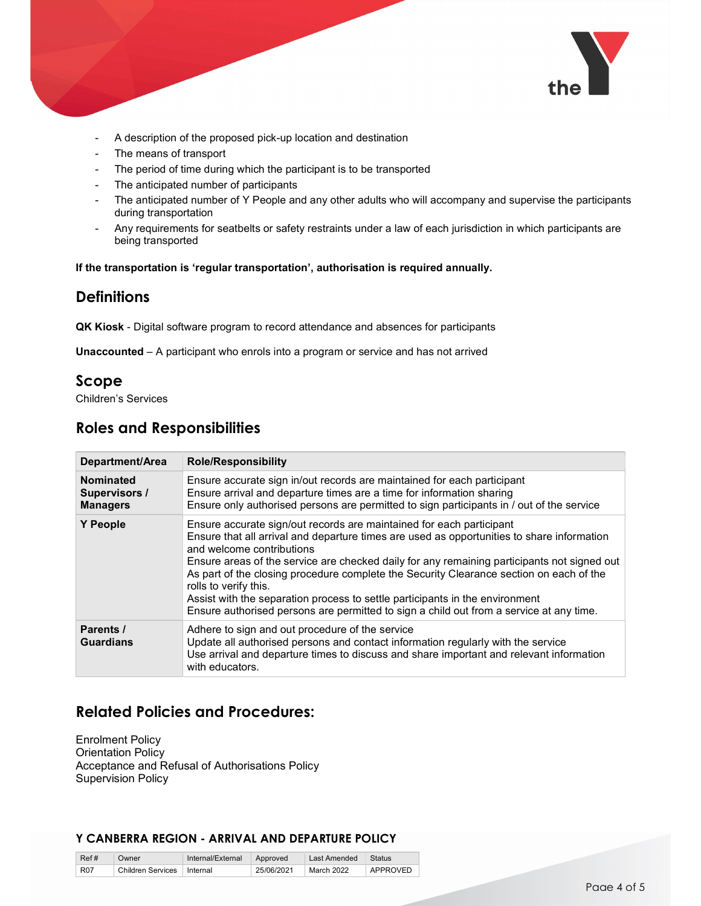- A description of the proposed pick-up location and destination
- The means of transport
- The period of time during which the participant is to be transported
- The anticipated number of participants
- The anticipated number of Y People and any other adults who will accompany and supervise the participants during transportation
- Any requirements for seatbelts or safety restraints under a law of each jurisdiction in which participants are being transported

**If the transportation is 'regular transportation', authorisation is required annually.**

## Definitions

**QK Kiosk** - Digital software program to record attendance and absences for participants

**Unaccounted** – A participant who enrols into a program or service and has not arrived

## Scope

Children's Services

## Roles and Responsibilities

| Department/Area | Role/Responsibility |
|---|---|
| **Nominated Supervisors / Managers** | Ensure accurate sign in/out records are maintained for each participant<br>Ensure arrival and departure times are a time for information sharing<br>Ensure only authorised persons are permitted to sign participants in / out of the service |
| **Y People** | Ensure accurate sign/out records are maintained for each participant<br>Ensure that all arrival and departure times are used as opportunities to share information and welcome contributions<br>Ensure areas of the service are checked daily for any remaining participants not signed out<br>As part of the closing procedure complete the Security Clearance section on each of the rolls to verify this.<br>Assist with the separation process to settle participants in the environment<br>Ensure authorised persons are permitted to sign a child out from a service at any time. |
| **Parents / Guardians** | Adhere to sign and out procedure of the service<br>Update all authorised persons and contact information regularly with the service<br>Use arrival and departure times to discuss and share important and relevant information with educators. |

## Related Policies and Procedures:

Enrolment Policy
Orientation Policy
Acceptance and Refusal of Authorisations Policy
Supervision Policy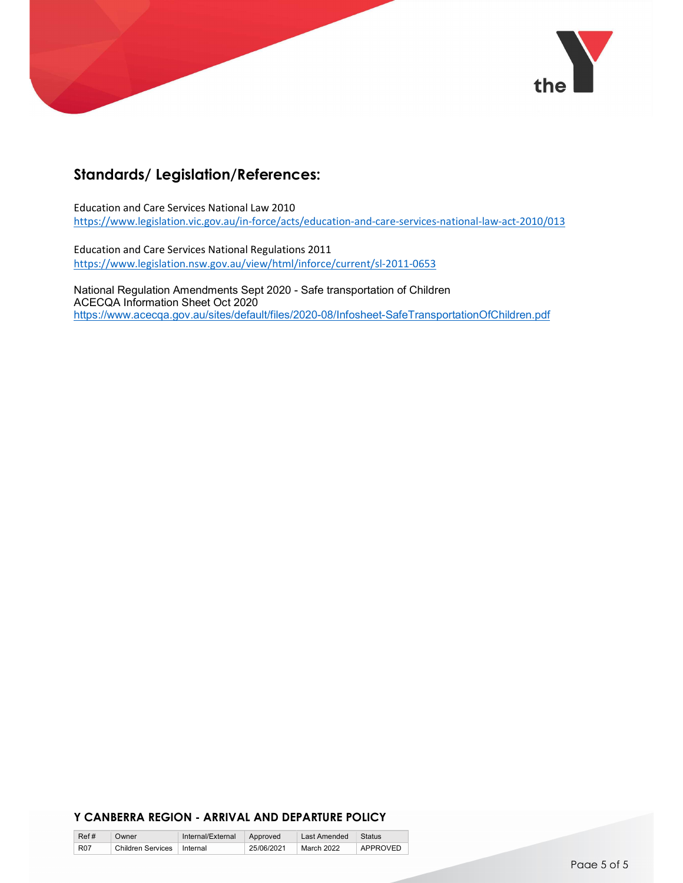## Standards/ Legislation/References:

Education and Care Services National Law 2010
https://www.legislation.vic.gov.au/in-force/acts/education-and-care-services-national-law-act-2010/013

Education and Care Services National Regulations 2011
https://www.legislation.nsw.gov.au/view/html/inforce/current/sl-2011-0653

National Regulation Amendments Sept 2020 - Safe transportation of Children
ACECQA Information Sheet Oct 2020
https://www.acecqa.gov.au/sites/default/files/2020-08/Infosheet-SafeTransportationOfChildren.pdf